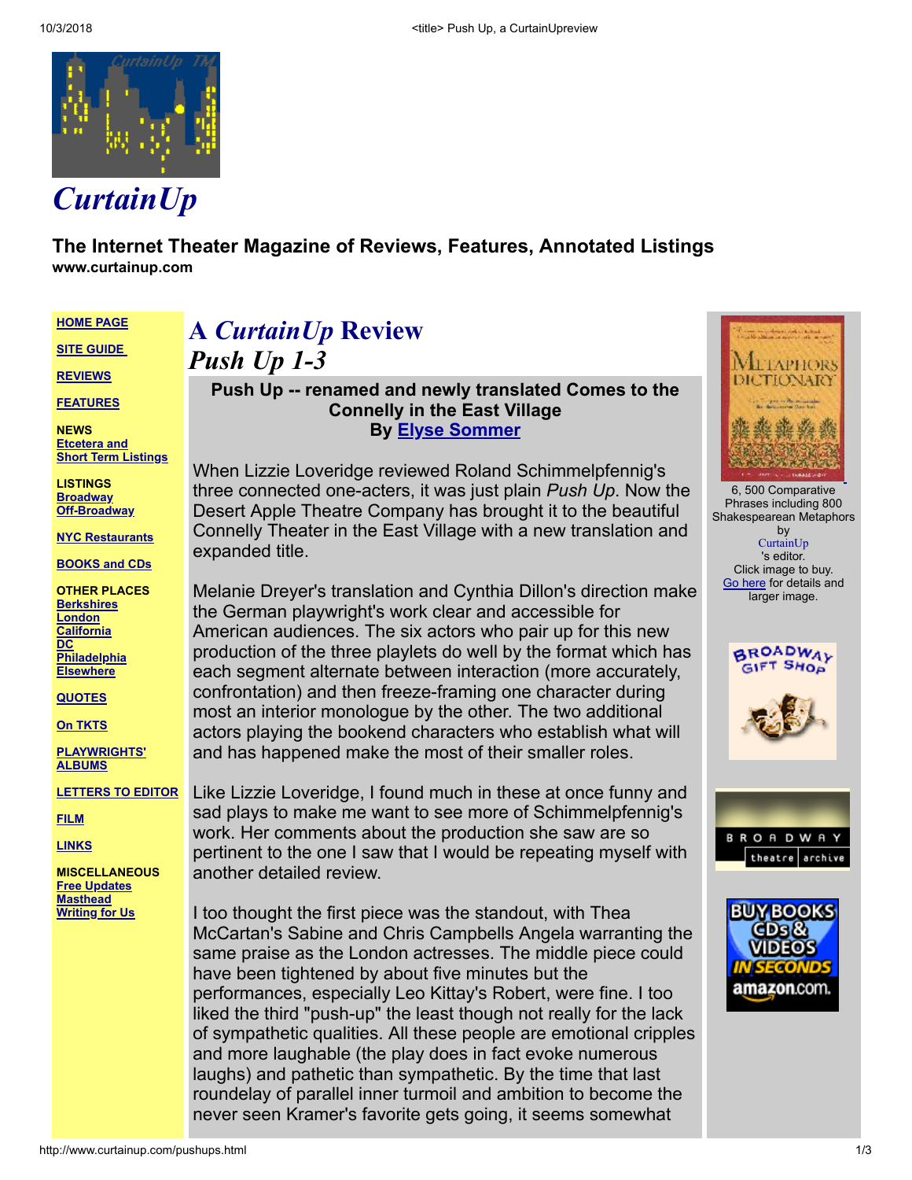# CurtainUp

**The Internet Theater Magazine of Reviews, Features, Annotated Listings**
**www.curtainup.com**

**HOME PAGE**

**SITE GUIDE**

**REVIEWS**

**FEATURES**

**NEWS**
**Etcetera and Short Term Listings**

**LISTINGS**
**Broadway**
**Off-Broadway**

**NYC Restaurants**

**BOOKS and CDs**

**OTHER PLACES**
**Berkshires**
**London**
**California**
**DC**
**Philadelphia**
**Elsewhere**

**QUOTES**

**On TKTS**

**PLAYWRIGHTS' ALBUMS**

**LETTERS TO EDITOR**

**FILM**

**LINKS**

**MISCELLANEOUS**
**Free Updates**
**Masthead**
**Writing for Us**

## A *CurtainUp* Review
## *Push Up 1-3*

**Push Up -- renamed and newly translated Comes to the Connelly in the East Village**
**By Elyse Sommer**

When Lizzie Loveridge reviewed Roland Schimmelpfennig's three connected one-acters, it was just plain *Push Up*. Now the Desert Apple Theatre Company has brought it to the beautiful Connelly Theater in the East Village with a new translation and expanded title.

Melanie Dreyer's translation and Cynthia Dillon's direction make the German playwright's work clear and accessible for American audiences. The six actors who pair up for this new production of the three playlets do well by the format which has each segment alternate between interaction (more accurately, confrontation) and then freeze-framing one character during most an interior monologue by the other. The two additional actors playing the bookend characters who establish what will and has happened make the most of their smaller roles.

Like Lizzie Loveridge, I found much in these at once funny and sad plays to make me want to see more of Schimmelpfennig's work. Her comments about the production she saw are so pertinent to the one I saw that I would be repeating myself with another detailed review.

I too thought the first piece was the standout, with Thea McCartan's Sabine and Chris Campbells Angela warranting the same praise as the London actresses. The middle piece could have been tightened by about five minutes but the performances, especially Leo Kittay's Robert, were fine. I too liked the third "push-up" the least though not really for the lack of sympathetic qualities. All these people are emotional cripples and more laughable (the play does in fact evoke numerous laughs) and pathetic than sympathetic. By the time that last roundelay of parallel inner turmoil and ambition to become the never seen Kramer's favorite gets going, it seems somewhat

6, 500 Comparative Phrases including 800 Shakespearean Metaphors by CurtainUp 's editor.
Click image to buy.
Go here for details and larger image.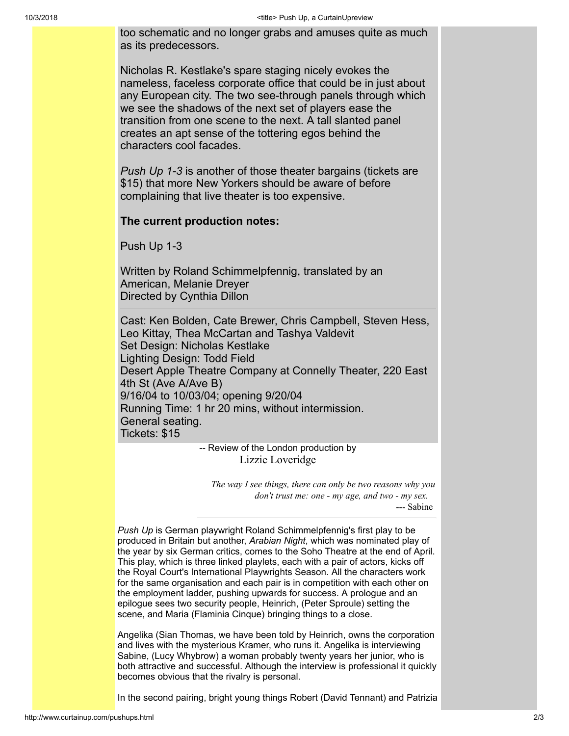too schematic and no longer grabs and amuses quite as much as its predecessors.

Nicholas R. Kestlake's spare staging nicely evokes the nameless, faceless corporate office that could be in just about any European city. The two see-through panels through which we see the shadows of the next set of players ease the transition from one scene to the next. A tall slanted panel creates an apt sense of the tottering egos behind the characters cool facades.

*Push Up 1-3* is another of those theater bargains (tickets are $15) that more New Yorkers should be aware of before complaining that live theater is too expensive.

**The current production notes:**

Push Up 1-3

Written by Roland Schimmelpfennig, translated by an American, Melanie Dreyer
Directed by Cynthia Dillon

---

Cast: Ken Bolden, Cate Brewer, Chris Campbell, Steven Hess, Leo Kittay, Thea McCartan and Tashya Valdevit
Set Design: Nicholas Kestlake
Lighting Design: Todd Field
Desert Apple Theatre Company at Connelly Theater, 220 East 4th St (Ave A/Ave B)
9/16/04 to 10/03/04; opening 9/20/04
Running Time: 1 hr 20 mins, without intermission.
General seating.
Tickets: $15

-- Review of the London production by
Lizzie Loveridge

*The way I see things, there can only be two reasons why you don't trust me: one - my age, and two - my sex.*
--- Sabine

---

*Push Up* is German playwright Roland Schimmelpfennig's first play to be produced in Britain but another, *Arabian Night*, which was nominated play of the year by six German critics, comes to the Soho Theatre at the end of April. This play, which is three linked playlets, each with a pair of actors, kicks off the Royal Court's International Playwrights Season. All the characters work for the same organisation and each pair is in competition with each other on the employment ladder, pushing upwards for success. A prologue and an epilogue sees two security people, Heinrich, (Peter Sproule) setting the scene, and Maria (Flaminia Cinque) bringing things to a close.

Angelika (Sian Thomas, we have been told by Heinrich, owns the corporation and lives with the mysterious Kramer, who runs it. Angelika is interviewing Sabine, (Lucy Whybrow) a woman probably twenty years her junior, who is both attractive and successful. Although the interview is professional it quickly becomes obvious that the rivalry is personal.

In the second pairing, bright young things Robert (David Tennant) and Patrizia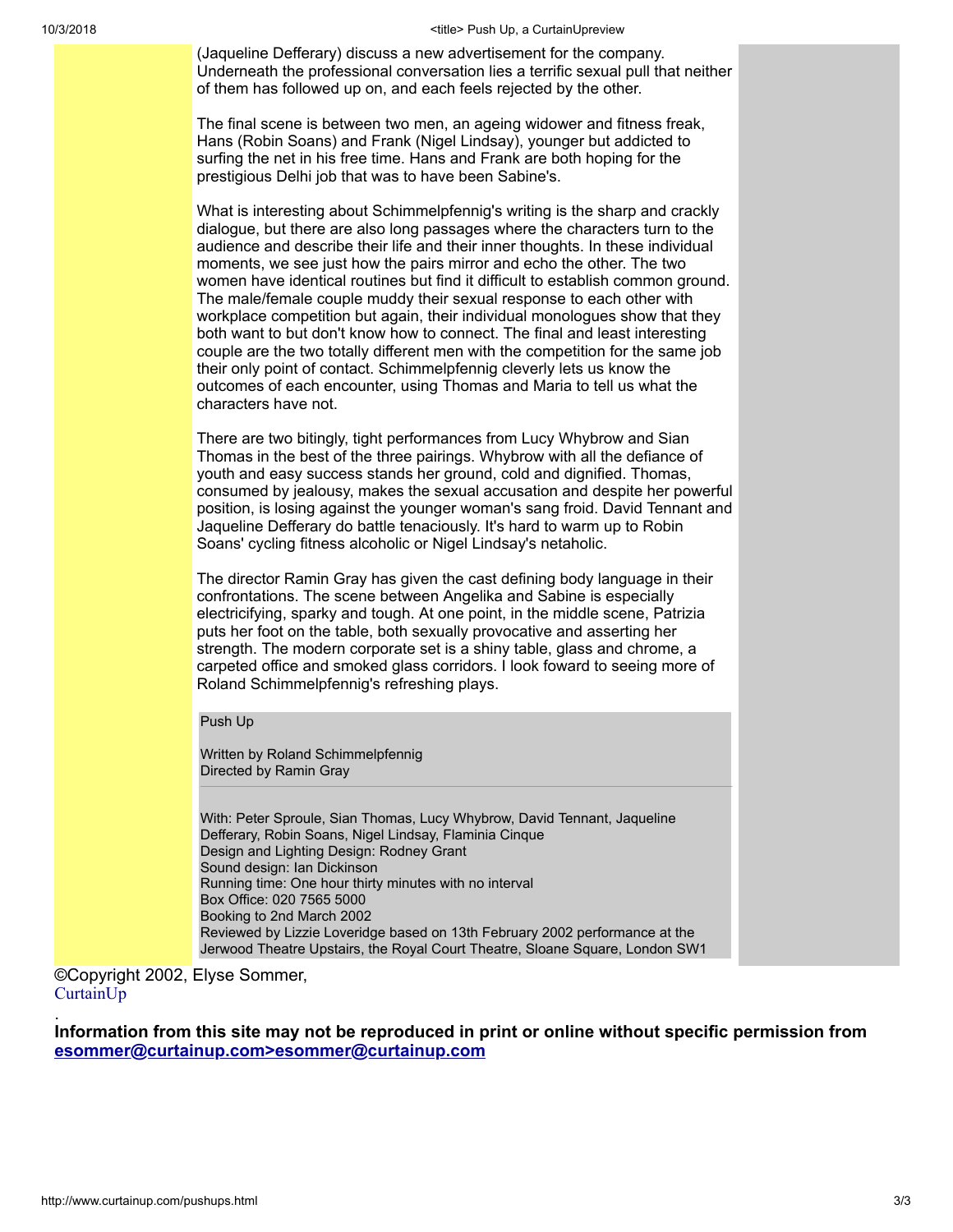(Jaqueline Defferary) discuss a new advertisement for the company. Underneath the professional conversation lies a terrific sexual pull that neither of them has followed up on, and each feels rejected by the other.

The final scene is between two men, an ageing widower and fitness freak, Hans (Robin Soans) and Frank (Nigel Lindsay), younger but addicted to surfing the net in his free time. Hans and Frank are both hoping for the prestigious Delhi job that was to have been Sabine's.

What is interesting about Schimmelpfennig's writing is the sharp and crackly dialogue, but there are also long passages where the characters turn to the audience and describe their life and their inner thoughts. In these individual moments, we see just how the pairs mirror and echo the other. The two women have identical routines but find it difficult to establish common ground. The male/female couple muddy their sexual response to each other with workplace competition but again, their individual monologues show that they both want to but don't know how to connect. The final and least interesting couple are the two totally different men with the competition for the same job their only point of contact. Schimmelpfennig cleverly lets us know the outcomes of each encounter, using Thomas and Maria to tell us what the characters have not.

There are two bitingly, tight performances from Lucy Whybrow and Sian Thomas in the best of the three pairings. Whybrow with all the defiance of youth and easy success stands her ground, cold and dignified. Thomas, consumed by jealousy, makes the sexual accusation and despite her powerful position, is losing against the younger woman's sang froid. David Tennant and Jaqueline Defferary do battle tenaciously. It's hard to warm up to Robin Soans' cycling fitness alcoholic or Nigel Lindsay's netaholic.

The director Ramin Gray has given the cast defining body language in their confrontations. The scene between Angelika and Sabine is especially electricifying, sparky and tough. At one point, in the middle scene, Patrizia puts her foot on the table, both sexually provocative and asserting her strength. The modern corporate set is a shiny table, glass and chrome, a carpeted office and smoked glass corridors. I look foward to seeing more of Roland Schimmelpfennig's refreshing plays.

Push Up

Written by Roland Schimmelpfennig
Directed by Ramin Gray

---

With: Peter Sproule, Sian Thomas, Lucy Whybrow, David Tennant, Jaqueline Defferary, Robin Soans, Nigel Lindsay, Flaminia Cinque
Design and Lighting Design: Rodney Grant
Sound design: Ian Dickinson
Running time: One hour thirty minutes with no interval
Box Office: 020 7565 5000
Booking to 2nd March 2002
Reviewed by Lizzie Loveridge based on 13th February 2002 performance at the Jerwood Theatre Upstairs, the Royal Court Theatre, Sloane Square, London SW1

©Copyright 2002, Elyse Sommer,
CurtainUp

**Information from this site may not be reproduced in print or online without specific permission from esommer@curtainup.com>esommer@curtainup.com**